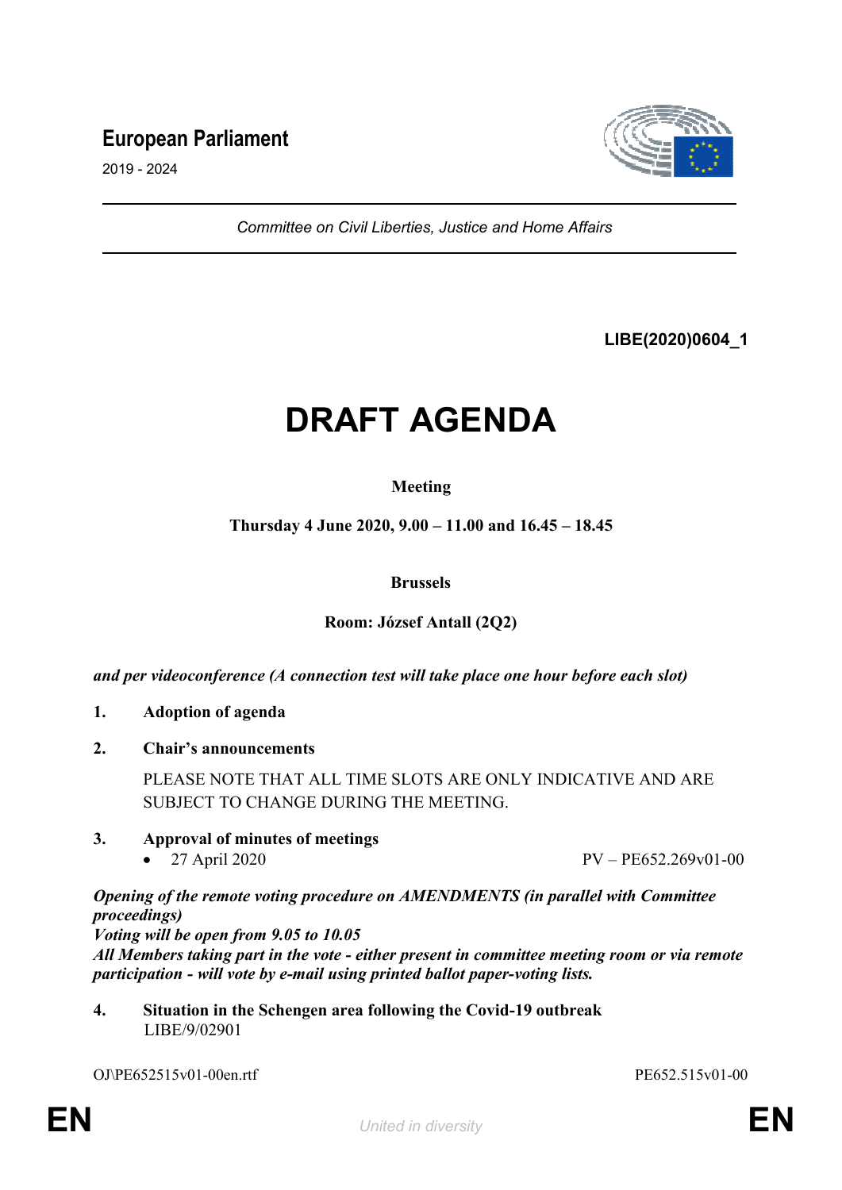**European Parliament**

2019 - 2024

*Committee on Civil Liberties, Justice and Home Affairs*

**LIBE(2020)0604_1**

# DRAFT AGENDA

**Meeting**

**Thursday 4 June 2020, 9.00 – 11.00 and 16.45 – 18.45**

**Brussels**

**Room: József Antall (2Q2)**

***and per videoconference (A connection test will take place one hour before each slot)***

1. **Adoption of agenda**

2. **Chair's announcements**

   PLEASE NOTE THAT ALL TIME SLOTS ARE ONLY INDICATIVE AND ARE SUBJECT TO CHANGE DURING THE MEETING.

3. **Approval of minutes of meetings**
   - 27 April 2020 — PV – PE652.269v01-00

***Opening of the remote voting procedure on AMENDMENTS (in parallel with Committee proceedings)***
***Voting will be open from 9.05 to 10.05***
***All Members taking part in the vote - either present in committee meeting room or via remote participation - will vote by e-mail using printed ballot paper-voting lists.***

4. **Situation in the Schengen area following the Covid-19 outbreak**
   LIBE/9/02901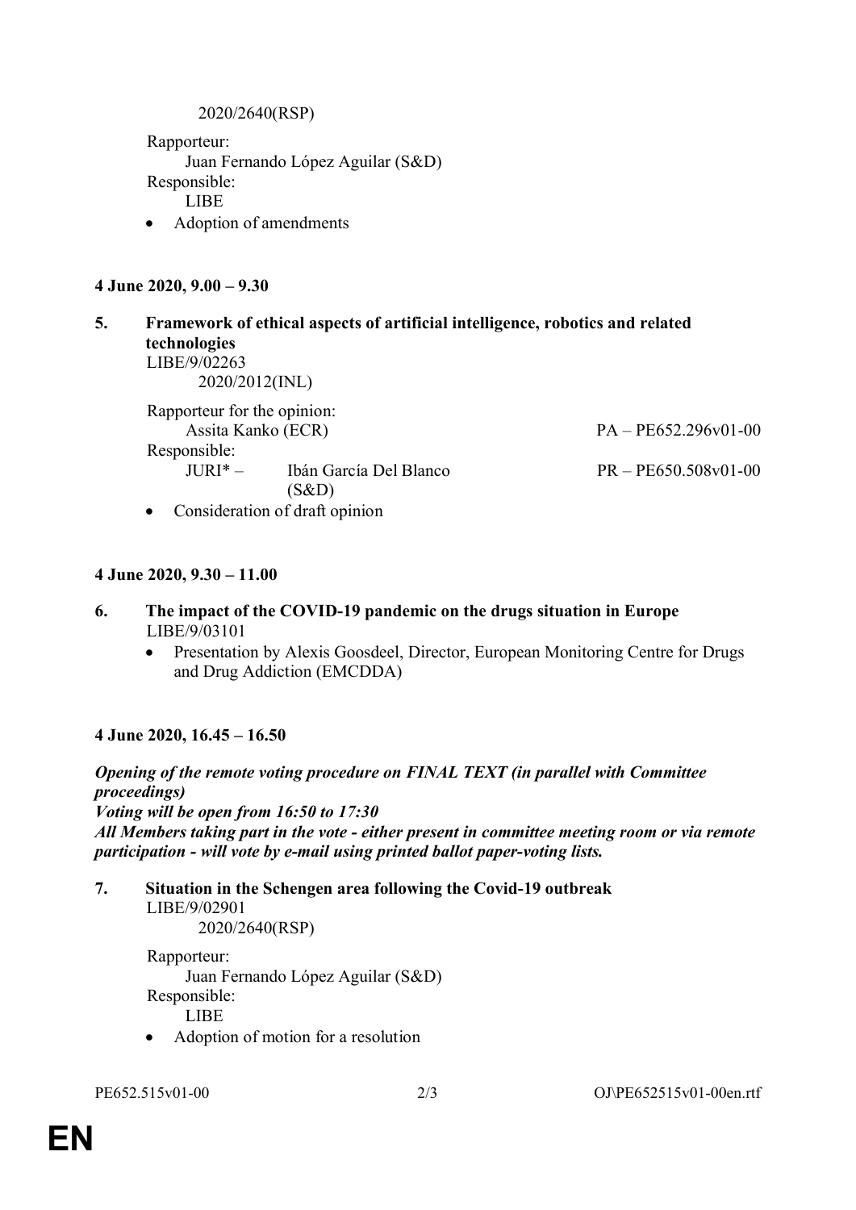2020/2640(RSP)

Rapporteur:

Juan Fernando López Aguilar (S&D)

Responsible:

LIBE

- Adoption of amendments

**4 June 2020, 9.00 – 9.30**

**5. Framework of ethical aspects of artificial intelligence, robotics and related technologies**

LIBE/9/02263

2020/2012(INL)

| | | |
|---|---|---|
| Rapporteur for the opinion: | | |
| Assita Kanko (ECR) | | PA – PE652.296v01-00 |
| Responsible: | | |
| JURI* – | Ibán García Del Blanco (S&D) | PR – PE650.508v01-00 |

- Consideration of draft opinion

**4 June 2020, 9.30 – 11.00**

**6. The impact of the COVID-19 pandemic on the drugs situation in Europe**

LIBE/9/03101

- Presentation by Alexis Goosdeel, Director, European Monitoring Centre for Drugs and Drug Addiction (EMCDDA)

**4 June 2020, 16.45 – 16.50**

***Opening of the remote voting procedure on FINAL TEXT (in parallel with Committee proceedings)***

***Voting will be open from 16:50 to 17:30***

***All Members taking part in the vote - either present in committee meeting room or via remote participation - will vote by e-mail using printed ballot paper-voting lists.***

**7. Situation in the Schengen area following the Covid-19 outbreak**

LIBE/9/02901

2020/2640(RSP)

Rapporteur:

Juan Fernando López Aguilar (S&D)

Responsible:

LIBE

- Adoption of motion for a resolution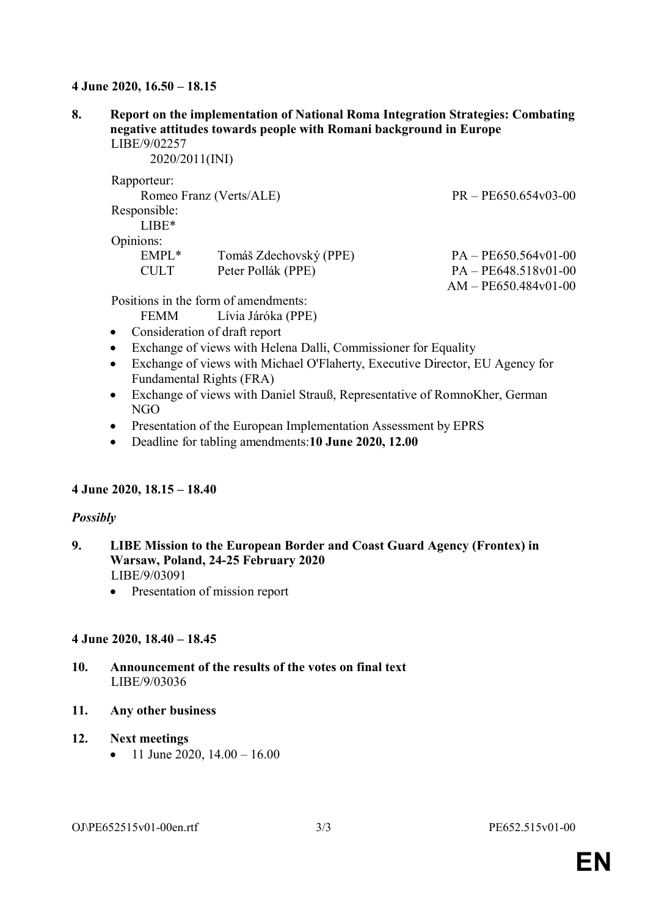**4 June 2020, 16.50 – 18.15**

**8. Report on the implementation of National Roma Integration Strategies: Combating negative attitudes towards people with Romani background in Europe**
LIBE/9/02257
2020/2011(INI)

Rapporteur:
Romeo Franz (Verts/ALE) PR – PE650.654v03-00
Responsible:
LIBE*
Opinions:
EMPL* Tomáš Zdechovský (PPE) PA – PE650.564v01-00
CULT Peter Pollák (PPE) PA – PE648.518v01-00
AM – PE650.484v01-00
Positions in the form of amendments:
FEMM Lívia Járóka (PPE)

- Consideration of draft report
- Exchange of views with Helena Dalli, Commissioner for Equality
- Exchange of views with Michael O'Flaherty, Executive Director, EU Agency for Fundamental Rights (FRA)
- Exchange of views with Daniel Strauß, Representative of RomnoKher, German NGO
- Presentation of the European Implementation Assessment by EPRS
- Deadline for tabling amendments:**10 June 2020, 12.00**

**4 June 2020, 18.15 – 18.40**

***Possibly***

**9. LIBE Mission to the European Border and Coast Guard Agency (Frontex) in Warsaw, Poland, 24-25 February 2020**
LIBE/9/03091

- Presentation of mission report

**4 June 2020, 18.40 – 18.45**

**10. Announcement of the results of the votes on final text**
LIBE/9/03036

**11. Any other business**

**12. Next meetings**

- 11 June 2020, 14.00 – 16.00